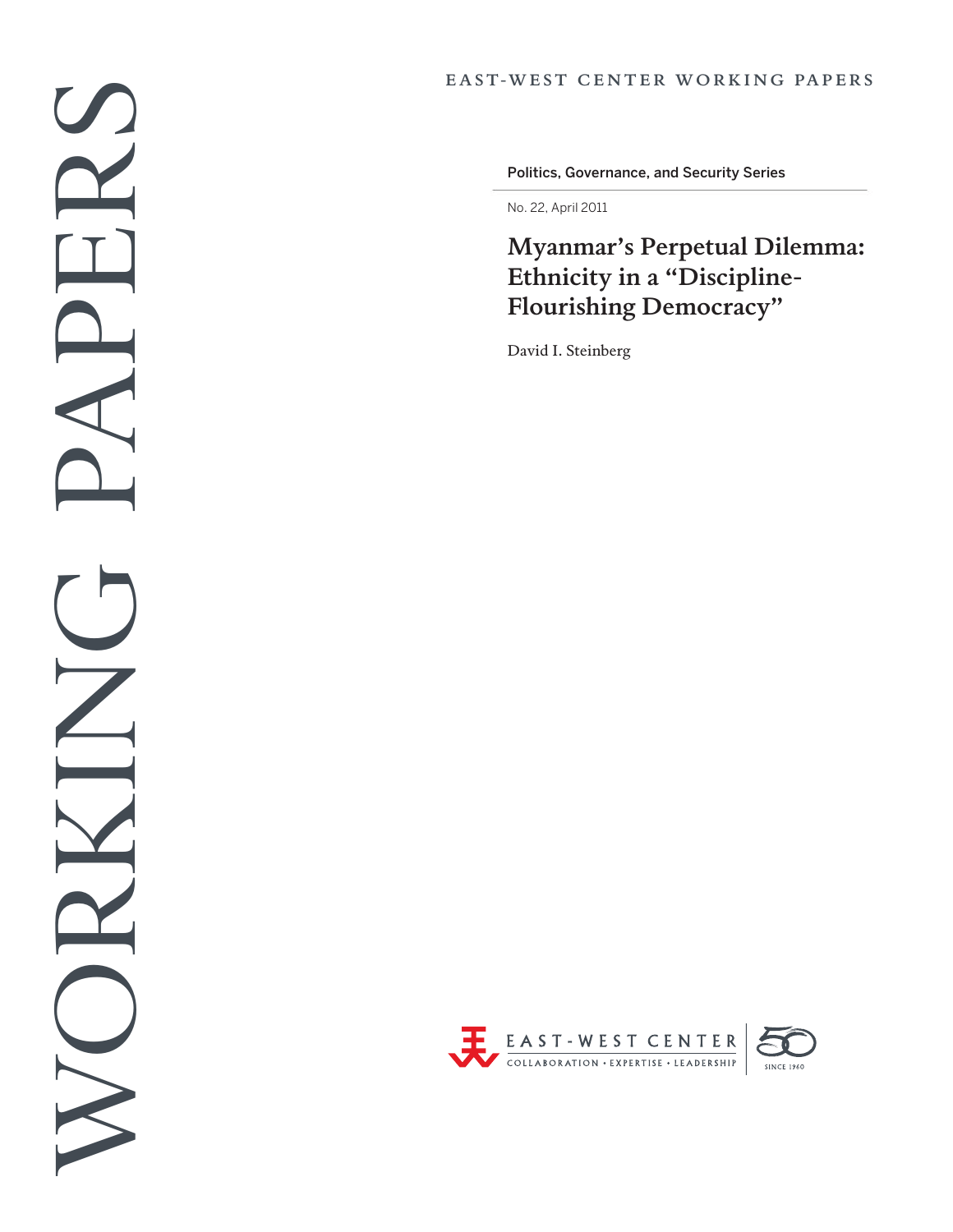WORKING PAPERS

EAST-WEST CENTER WORKING PAPERS

Politics, Governance, and Security Series

No. 22, April 2011

# Myanmar's Perpetual Dilemma: Ethnicity in a "Discipline-Flourishing Democracy"

David I. Steinberg

EAST-WEST CENTER

COLLABORATION • EXPERTISE • LEADERSHIP

SINCE 1960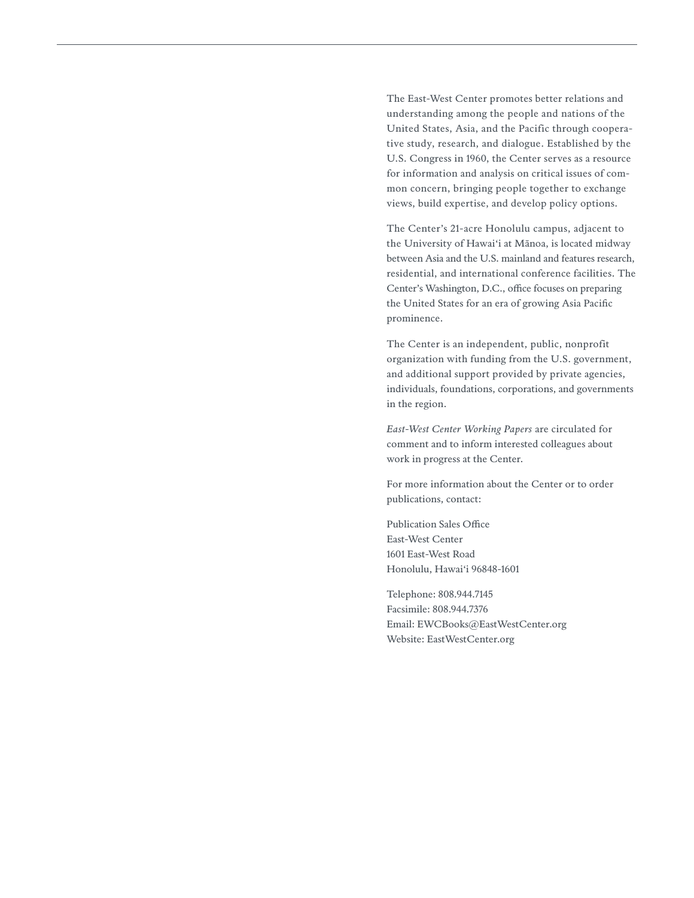The East-West Center promotes better relations and understanding among the people and nations of the United States, Asia, and the Pacific through cooperative study, research, and dialogue. Established by the U.S. Congress in 1960, the Center serves as a resource for information and analysis on critical issues of common concern, bringing people together to exchange views, build expertise, and develop policy options.

The Center's 21-acre Honolulu campus, adjacent to the University of Hawai'i at Mānoa, is located midway between Asia and the U.S. mainland and features research, residential, and international conference facilities. The Center's Washington, D.C., office focuses on preparing the United States for an era of growing Asia Pacific prominence.

The Center is an independent, public, nonprofit organization with funding from the U.S. government, and additional support provided by private agencies, individuals, foundations, corporations, and governments in the region.

*East-West Center Working Papers* are circulated for comment and to inform interested colleagues about work in progress at the Center.

For more information about the Center or to order publications, contact:

Publication Sales Office
East-West Center
1601 East-West Road
Honolulu, Hawai'i 96848-1601

Telephone: 808.944.7145
Facsimile: 808.944.7376
Email: EWCBooks@EastWestCenter.org
Website: EastWestCenter.org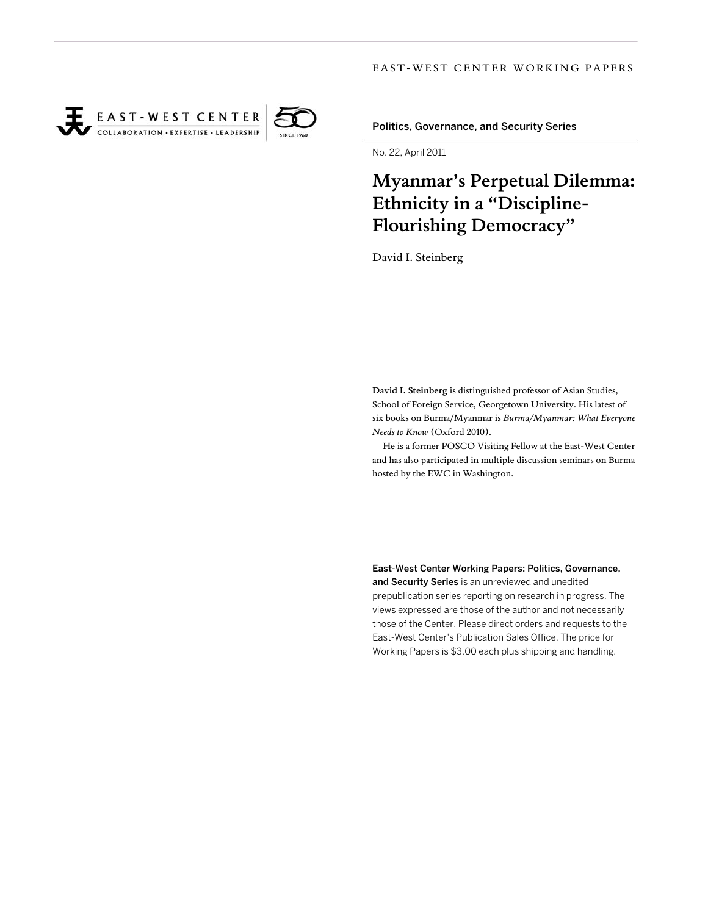EAST-WEST CENTER WORKING PAPERS

EAST-WEST CENTER
COLLABORATION • EXPERTISE • LEADERSHIP

SINCE 1960

Politics, Governance, and Security Series

No. 22, April 2011

# Myanmar's Perpetual Dilemma: Ethnicity in a "Discipline-Flourishing Democracy"

David I. Steinberg

**David I. Steinberg** is distinguished professor of Asian Studies, School of Foreign Service, Georgetown University. His latest of six books on Burma/Myanmar is *Burma/Myanmar: What Everyone Needs to Know* (Oxford 2010).

He is a former POSCO Visiting Fellow at the East-West Center and has also participated in multiple discussion seminars on Burma hosted by the EWC in Washington.

**East-West Center Working Papers: Politics, Governance, and Security Series** is an unreviewed and unedited prepublication series reporting on research in progress. The views expressed are those of the author and not necessarily those of the Center. Please direct orders and requests to the East-West Center's Publication Sales Office. The price for Working Papers is $3.00 each plus shipping and handling.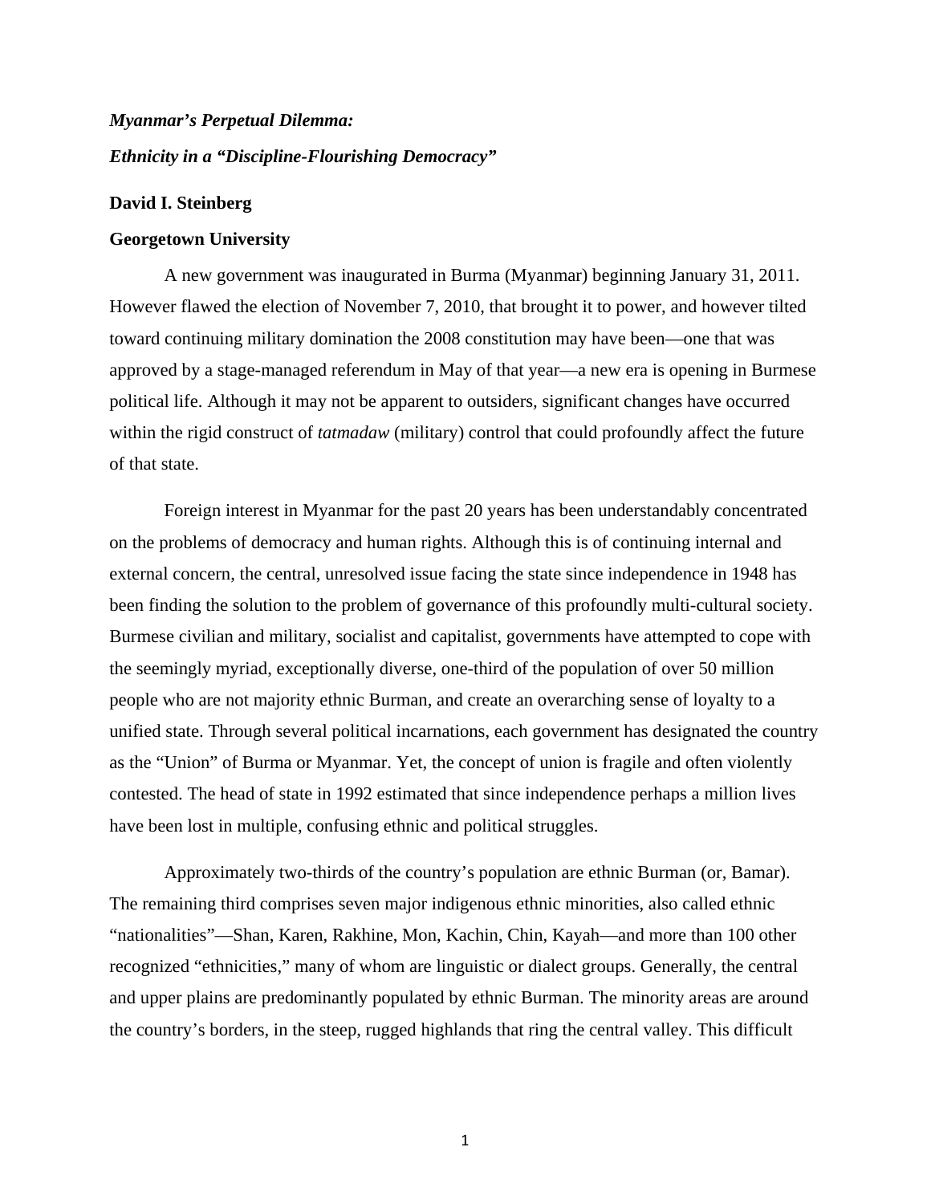***Myanmar's Perpetual Dilemma:***

***Ethnicity in a "Discipline-Flourishing Democracy"***

**David I. Steinberg**

**Georgetown University**

A new government was inaugurated in Burma (Myanmar) beginning January 31, 2011. However flawed the election of November 7, 2010, that brought it to power, and however tilted toward continuing military domination the 2008 constitution may have been—one that was approved by a stage-managed referendum in May of that year—a new era is opening in Burmese political life. Although it may not be apparent to outsiders, significant changes have occurred within the rigid construct of *tatmadaw* (military) control that could profoundly affect the future of that state.

Foreign interest in Myanmar for the past 20 years has been understandably concentrated on the problems of democracy and human rights. Although this is of continuing internal and external concern, the central, unresolved issue facing the state since independence in 1948 has been finding the solution to the problem of governance of this profoundly multi-cultural society. Burmese civilian and military, socialist and capitalist, governments have attempted to cope with the seemingly myriad, exceptionally diverse, one-third of the population of over 50 million people who are not majority ethnic Burman, and create an overarching sense of loyalty to a unified state. Through several political incarnations, each government has designated the country as the "Union" of Burma or Myanmar. Yet, the concept of union is fragile and often violently contested. The head of state in 1992 estimated that since independence perhaps a million lives have been lost in multiple, confusing ethnic and political struggles.

Approximately two-thirds of the country's population are ethnic Burman (or, Bamar). The remaining third comprises seven major indigenous ethnic minorities, also called ethnic "nationalities"—Shan, Karen, Rakhine, Mon, Kachin, Chin, Kayah—and more than 100 other recognized "ethnicities," many of whom are linguistic or dialect groups. Generally, the central and upper plains are predominantly populated by ethnic Burman. The minority areas are around the country's borders, in the steep, rugged highlands that ring the central valley. This difficult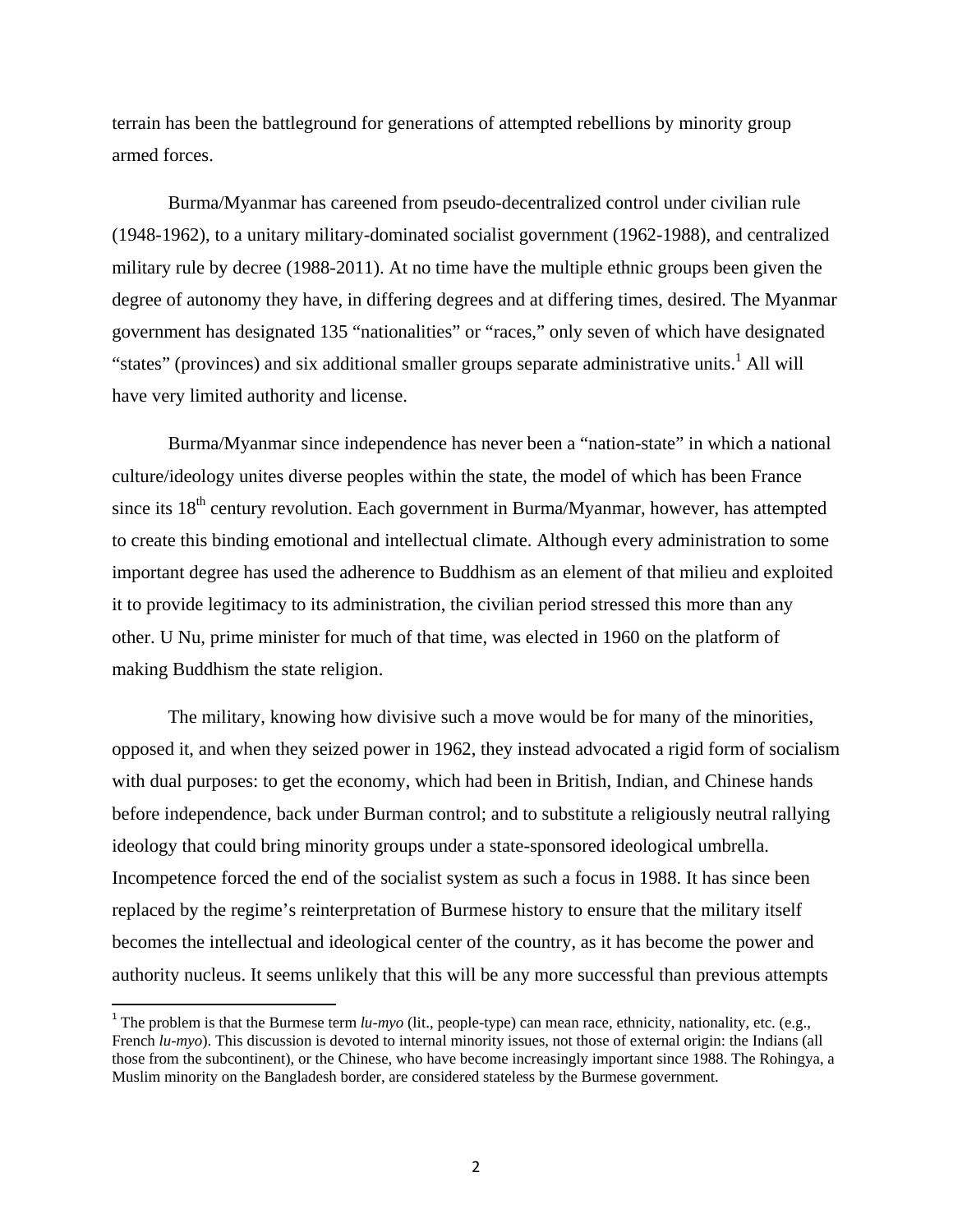terrain has been the battleground for generations of attempted rebellions by minority group armed forces.

Burma/Myanmar has careened from pseudo-decentralized control under civilian rule (1948-1962), to a unitary military-dominated socialist government (1962-1988), and centralized military rule by decree (1988-2011). At no time have the multiple ethnic groups been given the degree of autonomy they have, in differing degrees and at differing times, desired. The Myanmar government has designated 135 "nationalities" or "races," only seven of which have designated "states" (provinces) and six additional smaller groups separate administrative units.[1] All will have very limited authority and license.

Burma/Myanmar since independence has never been a "nation-state" in which a national culture/ideology unites diverse peoples within the state, the model of which has been France since its 18th century revolution. Each government in Burma/Myanmar, however, has attempted to create this binding emotional and intellectual climate. Although every administration to some important degree has used the adherence to Buddhism as an element of that milieu and exploited it to provide legitimacy to its administration, the civilian period stressed this more than any other. U Nu, prime minister for much of that time, was elected in 1960 on the platform of making Buddhism the state religion.

The military, knowing how divisive such a move would be for many of the minorities, opposed it, and when they seized power in 1962, they instead advocated a rigid form of socialism with dual purposes: to get the economy, which had been in British, Indian, and Chinese hands before independence, back under Burman control; and to substitute a religiously neutral rallying ideology that could bring minority groups under a state-sponsored ideological umbrella. Incompetence forced the end of the socialist system as such a focus in 1988. It has since been replaced by the regime's reinterpretation of Burmese history to ensure that the military itself becomes the intellectual and ideological center of the country, as it has become the power and authority nucleus. It seems unlikely that this will be any more successful than previous attempts

---

[1] The problem is that the Burmese term *lu-myo* (lit., people-type) can mean race, ethnicity, nationality, etc. (e.g., French *lu-myo*). This discussion is devoted to internal minority issues, not those of external origin: the Indians (all those from the subcontinent), or the Chinese, who have become increasingly important since 1988. The Rohingya, a Muslim minority on the Bangladesh border, are considered stateless by the Burmese government.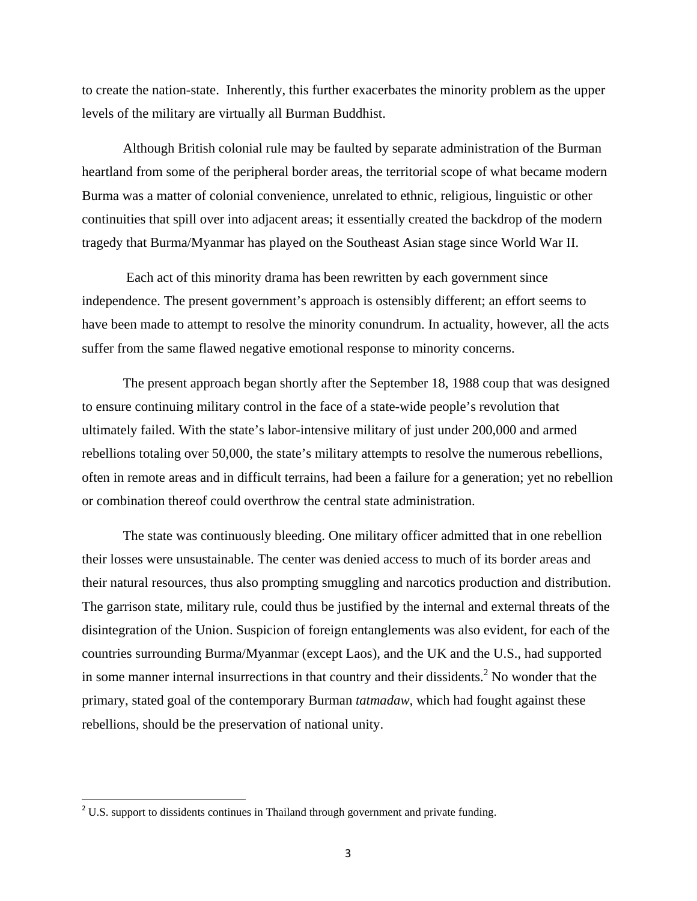to create the nation-state. Inherently, this further exacerbates the minority problem as the upper levels of the military are virtually all Burman Buddhist.

Although British colonial rule may be faulted by separate administration of the Burman heartland from some of the peripheral border areas, the territorial scope of what became modern Burma was a matter of colonial convenience, unrelated to ethnic, religious, linguistic or other continuities that spill over into adjacent areas; it essentially created the backdrop of the modern tragedy that Burma/Myanmar has played on the Southeast Asian stage since World War II.

Each act of this minority drama has been rewritten by each government since independence. The present government's approach is ostensibly different; an effort seems to have been made to attempt to resolve the minority conundrum. In actuality, however, all the acts suffer from the same flawed negative emotional response to minority concerns.

The present approach began shortly after the September 18, 1988 coup that was designed to ensure continuing military control in the face of a state-wide people's revolution that ultimately failed. With the state's labor-intensive military of just under 200,000 and armed rebellions totaling over 50,000, the state's military attempts to resolve the numerous rebellions, often in remote areas and in difficult terrains, had been a failure for a generation; yet no rebellion or combination thereof could overthrow the central state administration.

The state was continuously bleeding. One military officer admitted that in one rebellion their losses were unsustainable. The center was denied access to much of its border areas and their natural resources, thus also prompting smuggling and narcotics production and distribution. The garrison state, military rule, could thus be justified by the internal and external threats of the disintegration of the Union. Suspicion of foreign entanglements was also evident, for each of the countries surrounding Burma/Myanmar (except Laos), and the UK and the U.S., had supported in some manner internal insurrections in that country and their dissidents.[2] No wonder that the primary, stated goal of the contemporary Burman *tatmadaw,* which had fought against these rebellions, should be the preservation of national unity.

---

[2] U.S. support to dissidents continues in Thailand through government and private funding.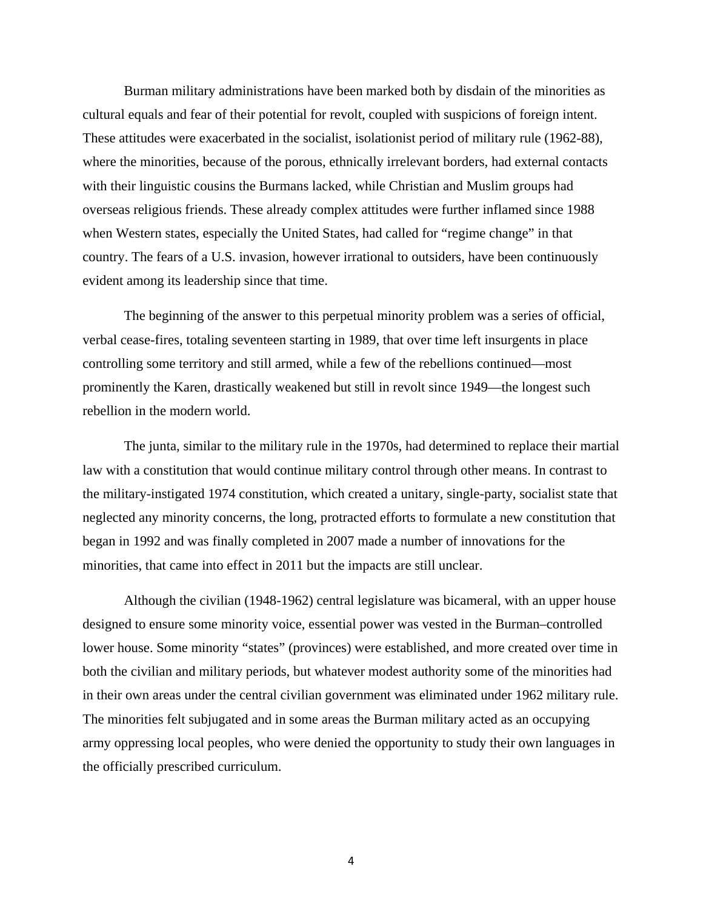Burman military administrations have been marked both by disdain of the minorities as cultural equals and fear of their potential for revolt, coupled with suspicions of foreign intent. These attitudes were exacerbated in the socialist, isolationist period of military rule (1962-88), where the minorities, because of the porous, ethnically irrelevant borders, had external contacts with their linguistic cousins the Burmans lacked, while Christian and Muslim groups had overseas religious friends. These already complex attitudes were further inflamed since 1988 when Western states, especially the United States, had called for "regime change" in that country. The fears of a U.S. invasion, however irrational to outsiders, have been continuously evident among its leadership since that time.

The beginning of the answer to this perpetual minority problem was a series of official, verbal cease-fires, totaling seventeen starting in 1989, that over time left insurgents in place controlling some territory and still armed, while a few of the rebellions continued—most prominently the Karen, drastically weakened but still in revolt since 1949—the longest such rebellion in the modern world.

The junta, similar to the military rule in the 1970s, had determined to replace their martial law with a constitution that would continue military control through other means. In contrast to the military-instigated 1974 constitution, which created a unitary, single-party, socialist state that neglected any minority concerns, the long, protracted efforts to formulate a new constitution that began in 1992 and was finally completed in 2007 made a number of innovations for the minorities, that came into effect in 2011 but the impacts are still unclear.

Although the civilian (1948-1962) central legislature was bicameral, with an upper house designed to ensure some minority voice, essential power was vested in the Burman–controlled lower house. Some minority "states" (provinces) were established, and more created over time in both the civilian and military periods, but whatever modest authority some of the minorities had in their own areas under the central civilian government was eliminated under 1962 military rule. The minorities felt subjugated and in some areas the Burman military acted as an occupying army oppressing local peoples, who were denied the opportunity to study their own languages in the officially prescribed curriculum.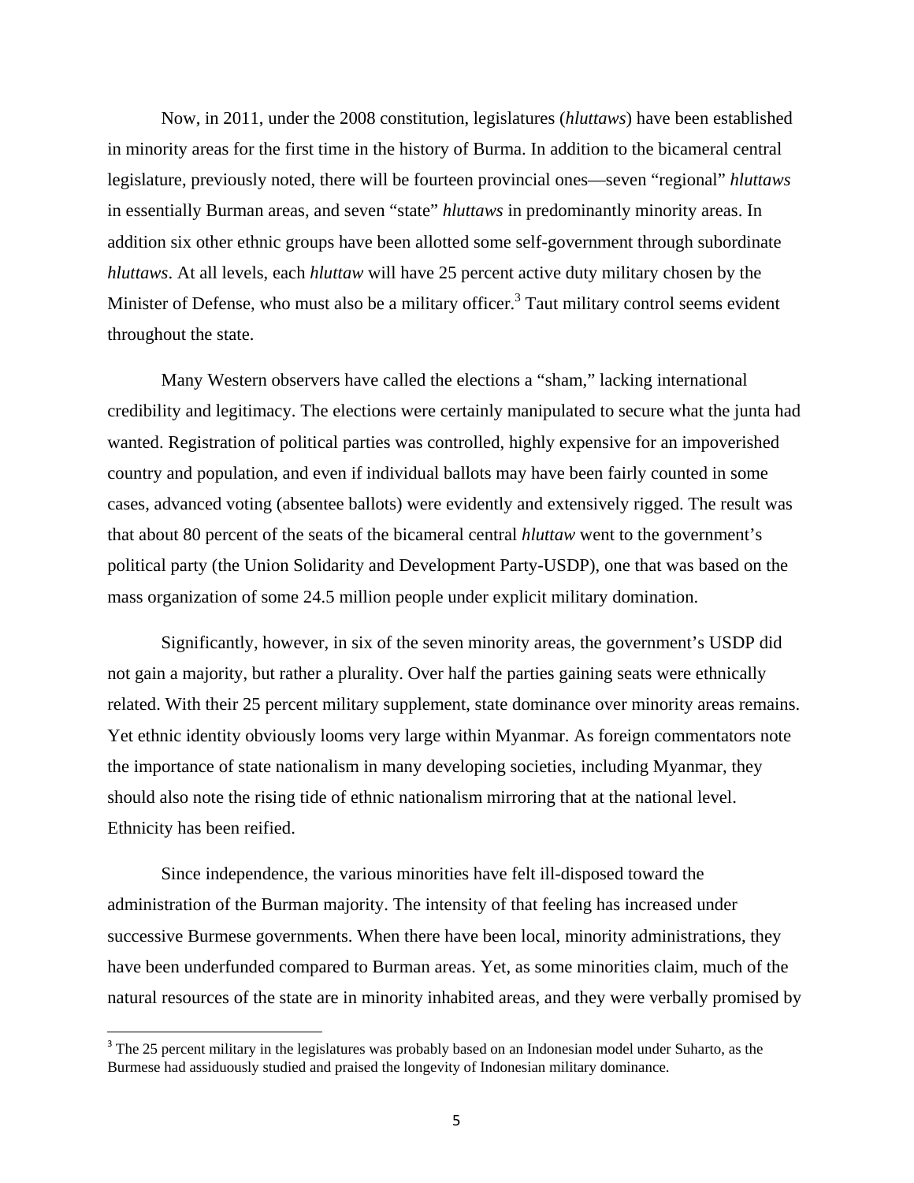Now, in 2011, under the 2008 constitution, legislatures (*hluttaws*) have been established in minority areas for the first time in the history of Burma. In addition to the bicameral central legislature, previously noted, there will be fourteen provincial ones—seven "regional" *hluttaws* in essentially Burman areas, and seven "state" *hluttaws* in predominantly minority areas. In addition six other ethnic groups have been allotted some self-government through subordinate *hluttaws*. At all levels, each *hluttaw* will have 25 percent active duty military chosen by the Minister of Defense, who must also be a military officer.[3] Taut military control seems evident throughout the state.

Many Western observers have called the elections a "sham," lacking international credibility and legitimacy. The elections were certainly manipulated to secure what the junta had wanted. Registration of political parties was controlled, highly expensive for an impoverished country and population, and even if individual ballots may have been fairly counted in some cases, advanced voting (absentee ballots) were evidently and extensively rigged. The result was that about 80 percent of the seats of the bicameral central *hluttaw* went to the government's political party (the Union Solidarity and Development Party-USDP), one that was based on the mass organization of some 24.5 million people under explicit military domination.

Significantly, however, in six of the seven minority areas, the government's USDP did not gain a majority, but rather a plurality. Over half the parties gaining seats were ethnically related. With their 25 percent military supplement, state dominance over minority areas remains. Yet ethnic identity obviously looms very large within Myanmar. As foreign commentators note the importance of state nationalism in many developing societies, including Myanmar, they should also note the rising tide of ethnic nationalism mirroring that at the national level. Ethnicity has been reified.

Since independence, the various minorities have felt ill-disposed toward the administration of the Burman majority. The intensity of that feeling has increased under successive Burmese governments. When there have been local, minority administrations, they have been underfunded compared to Burman areas. Yet, as some minorities claim, much of the natural resources of the state are in minority inhabited areas, and they were verbally promised by

---

[3] The 25 percent military in the legislatures was probably based on an Indonesian model under Suharto, as the Burmese had assiduously studied and praised the longevity of Indonesian military dominance.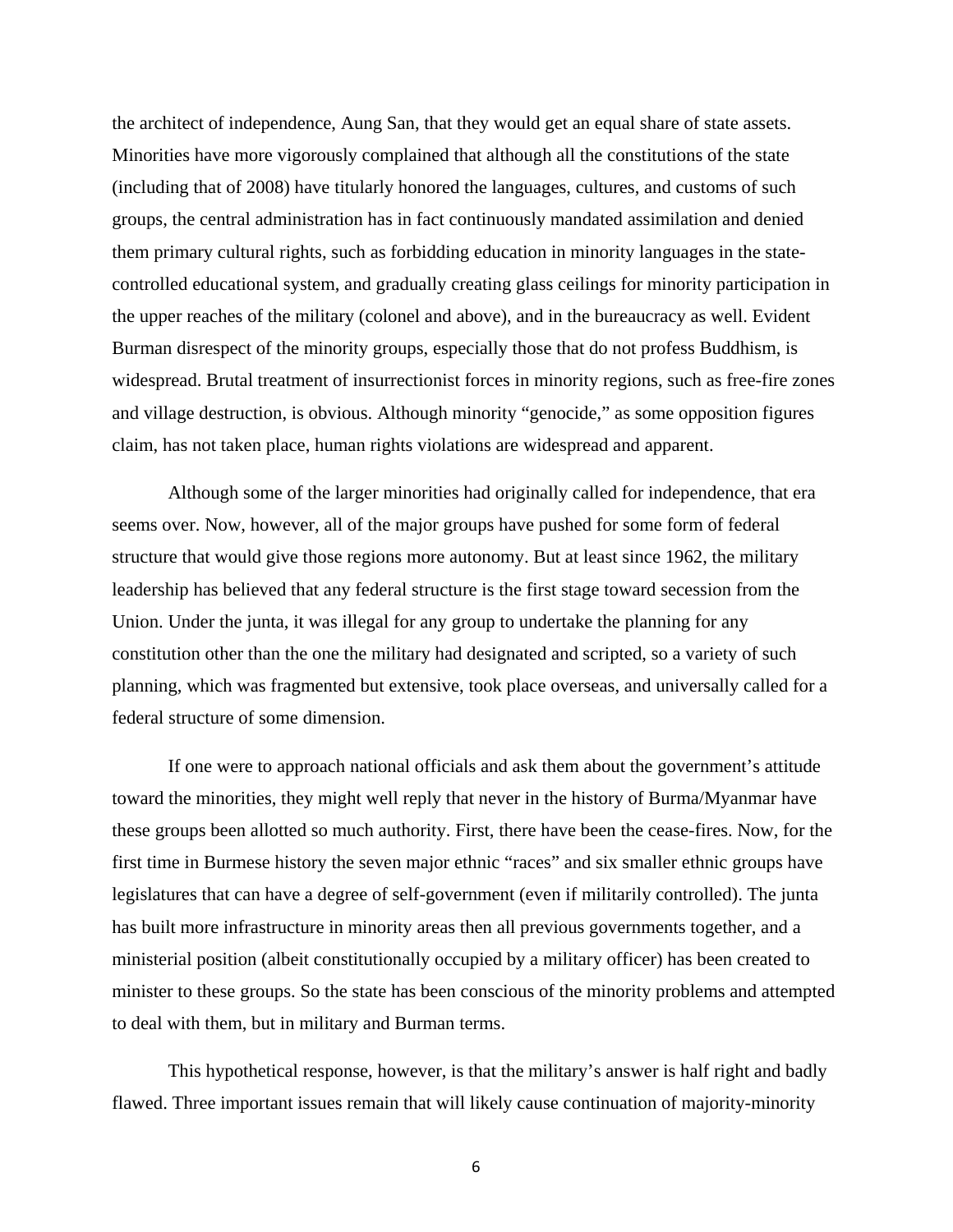the architect of independence, Aung San, that they would get an equal share of state assets. Minorities have more vigorously complained that although all the constitutions of the state (including that of 2008) have titularly honored the languages, cultures, and customs of such groups, the central administration has in fact continuously mandated assimilation and denied them primary cultural rights, such as forbidding education in minority languages in the state-controlled educational system, and gradually creating glass ceilings for minority participation in the upper reaches of the military (colonel and above), and in the bureaucracy as well. Evident Burman disrespect of the minority groups, especially those that do not profess Buddhism, is widespread. Brutal treatment of insurrectionist forces in minority regions, such as free-fire zones and village destruction, is obvious. Although minority "genocide," as some opposition figures claim, has not taken place, human rights violations are widespread and apparent.

Although some of the larger minorities had originally called for independence, that era seems over. Now, however, all of the major groups have pushed for some form of federal structure that would give those regions more autonomy. But at least since 1962, the military leadership has believed that any federal structure is the first stage toward secession from the Union. Under the junta, it was illegal for any group to undertake the planning for any constitution other than the one the military had designated and scripted, so a variety of such planning, which was fragmented but extensive, took place overseas, and universally called for a federal structure of some dimension.

If one were to approach national officials and ask them about the government's attitude toward the minorities, they might well reply that never in the history of Burma/Myanmar have these groups been allotted so much authority. First, there have been the cease-fires. Now, for the first time in Burmese history the seven major ethnic "races" and six smaller ethnic groups have legislatures that can have a degree of self-government (even if militarily controlled). The junta has built more infrastructure in minority areas then all previous governments together, and a ministerial position (albeit constitutionally occupied by a military officer) has been created to minister to these groups. So the state has been conscious of the minority problems and attempted to deal with them, but in military and Burman terms.

This hypothetical response, however, is that the military's answer is half right and badly flawed. Three important issues remain that will likely cause continuation of majority-minority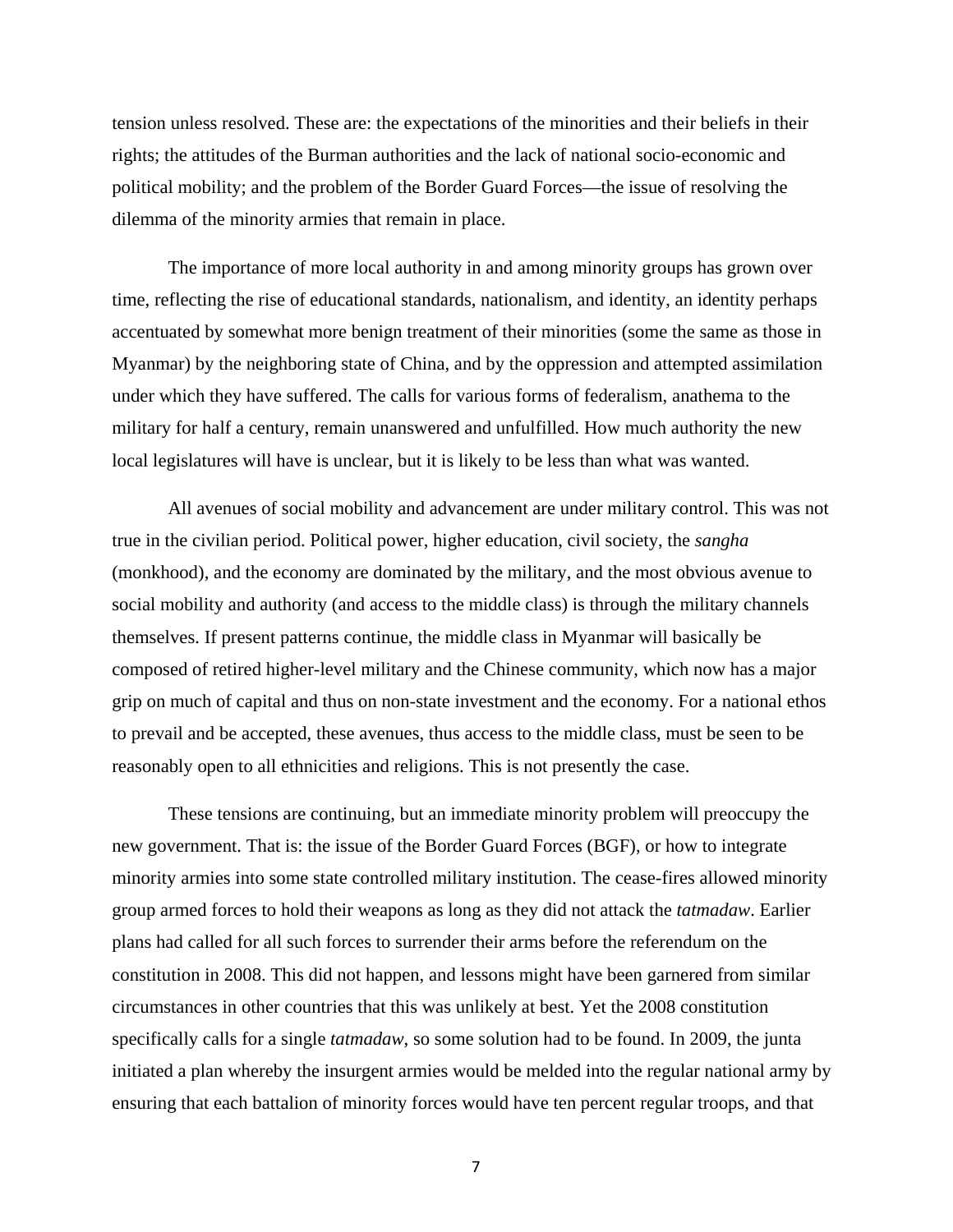tension unless resolved. These are: the expectations of the minorities and their beliefs in their rights; the attitudes of the Burman authorities and the lack of national socio-economic and political mobility; and the problem of the Border Guard Forces—the issue of resolving the dilemma of the minority armies that remain in place.

The importance of more local authority in and among minority groups has grown over time, reflecting the rise of educational standards, nationalism, and identity, an identity perhaps accentuated by somewhat more benign treatment of their minorities (some the same as those in Myanmar) by the neighboring state of China, and by the oppression and attempted assimilation under which they have suffered. The calls for various forms of federalism, anathema to the military for half a century, remain unanswered and unfulfilled. How much authority the new local legislatures will have is unclear, but it is likely to be less than what was wanted.

All avenues of social mobility and advancement are under military control. This was not true in the civilian period. Political power, higher education, civil society, the *sangha* (monkhood), and the economy are dominated by the military, and the most obvious avenue to social mobility and authority (and access to the middle class) is through the military channels themselves. If present patterns continue, the middle class in Myanmar will basically be composed of retired higher-level military and the Chinese community, which now has a major grip on much of capital and thus on non-state investment and the economy. For a national ethos to prevail and be accepted, these avenues, thus access to the middle class, must be seen to be reasonably open to all ethnicities and religions. This is not presently the case.

These tensions are continuing, but an immediate minority problem will preoccupy the new government. That is: the issue of the Border Guard Forces (BGF), or how to integrate minority armies into some state controlled military institution. The cease-fires allowed minority group armed forces to hold their weapons as long as they did not attack the *tatmadaw*. Earlier plans had called for all such forces to surrender their arms before the referendum on the constitution in 2008. This did not happen, and lessons might have been garnered from similar circumstances in other countries that this was unlikely at best. Yet the 2008 constitution specifically calls for a single *tatmadaw*, so some solution had to be found. In 2009, the junta initiated a plan whereby the insurgent armies would be melded into the regular national army by ensuring that each battalion of minority forces would have ten percent regular troops, and that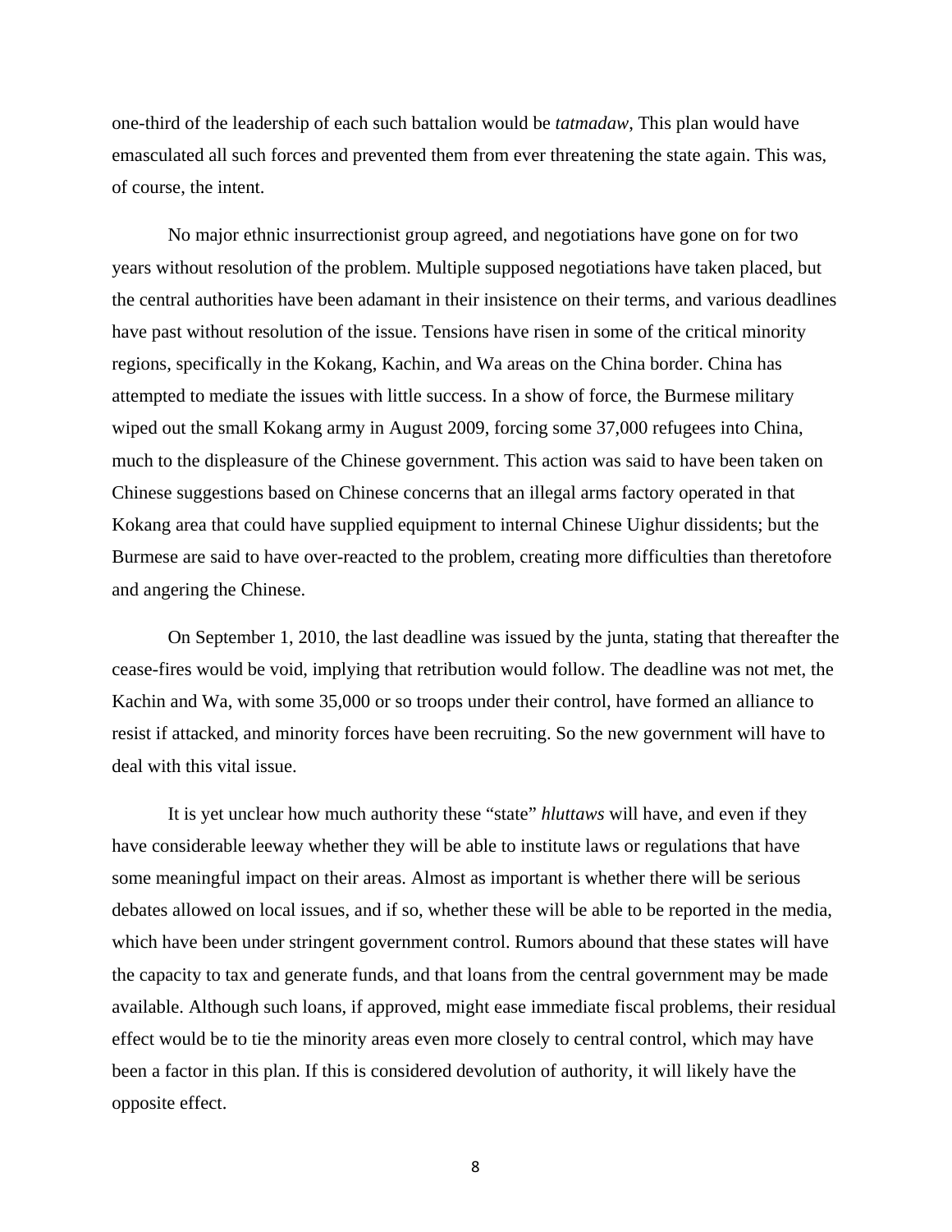one-third of the leadership of each such battalion would be *tatmadaw*, This plan would have emasculated all such forces and prevented them from ever threatening the state again. This was, of course, the intent.

No major ethnic insurrectionist group agreed, and negotiations have gone on for two years without resolution of the problem. Multiple supposed negotiations have taken placed, but the central authorities have been adamant in their insistence on their terms, and various deadlines have past without resolution of the issue. Tensions have risen in some of the critical minority regions, specifically in the Kokang, Kachin, and Wa areas on the China border. China has attempted to mediate the issues with little success. In a show of force, the Burmese military wiped out the small Kokang army in August 2009, forcing some 37,000 refugees into China, much to the displeasure of the Chinese government. This action was said to have been taken on Chinese suggestions based on Chinese concerns that an illegal arms factory operated in that Kokang area that could have supplied equipment to internal Chinese Uighur dissidents; but the Burmese are said to have over-reacted to the problem, creating more difficulties than theretofore and angering the Chinese.

On September 1, 2010, the last deadline was issued by the junta, stating that thereafter the cease-fires would be void, implying that retribution would follow. The deadline was not met, the Kachin and Wa, with some 35,000 or so troops under their control, have formed an alliance to resist if attacked, and minority forces have been recruiting. So the new government will have to deal with this vital issue.

It is yet unclear how much authority these "state" *hluttaws* will have, and even if they have considerable leeway whether they will be able to institute laws or regulations that have some meaningful impact on their areas. Almost as important is whether there will be serious debates allowed on local issues, and if so, whether these will be able to be reported in the media, which have been under stringent government control. Rumors abound that these states will have the capacity to tax and generate funds, and that loans from the central government may be made available. Although such loans, if approved, might ease immediate fiscal problems, their residual effect would be to tie the minority areas even more closely to central control, which may have been a factor in this plan. If this is considered devolution of authority, it will likely have the opposite effect.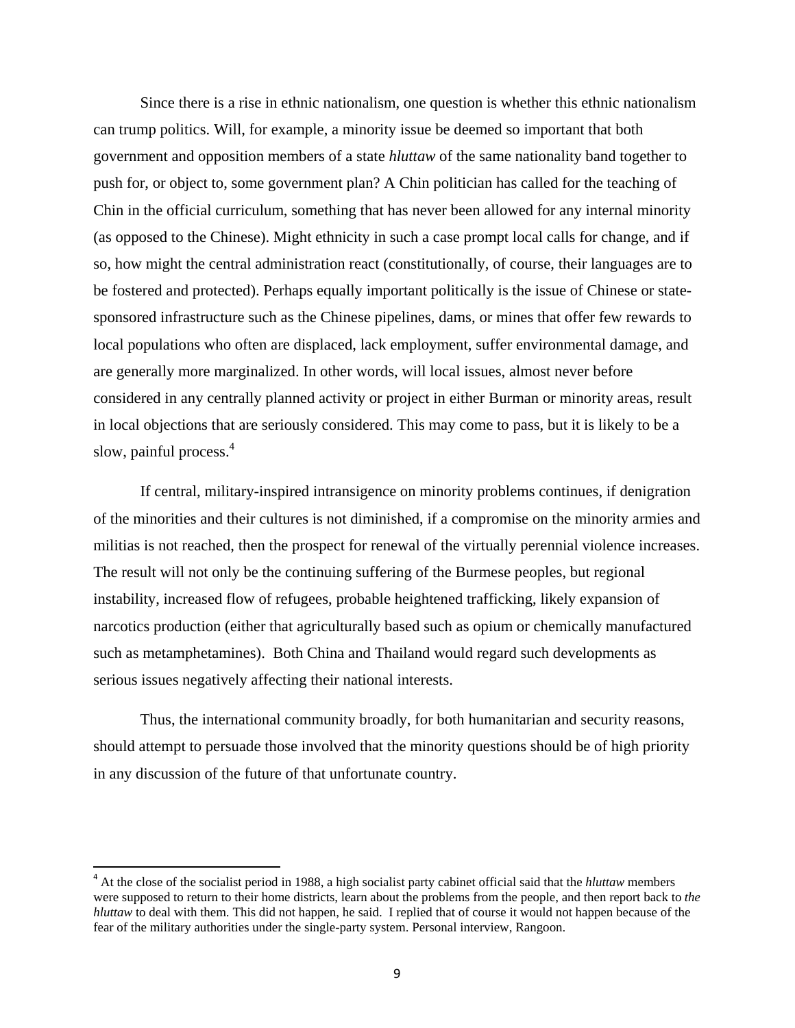Since there is a rise in ethnic nationalism, one question is whether this ethnic nationalism can trump politics. Will, for example, a minority issue be deemed so important that both government and opposition members of a state *hluttaw* of the same nationality band together to push for, or object to, some government plan? A Chin politician has called for the teaching of Chin in the official curriculum, something that has never been allowed for any internal minority (as opposed to the Chinese). Might ethnicity in such a case prompt local calls for change, and if so, how might the central administration react (constitutionally, of course, their languages are to be fostered and protected). Perhaps equally important politically is the issue of Chinese or state-sponsored infrastructure such as the Chinese pipelines, dams, or mines that offer few rewards to local populations who often are displaced, lack employment, suffer environmental damage, and are generally more marginalized. In other words, will local issues, almost never before considered in any centrally planned activity or project in either Burman or minority areas, result in local objections that are seriously considered. This may come to pass, but it is likely to be a slow, painful process.[4]

If central, military-inspired intransigence on minority problems continues, if denigration of the minorities and their cultures is not diminished, if a compromise on the minority armies and militias is not reached, then the prospect for renewal of the virtually perennial violence increases. The result will not only be the continuing suffering of the Burmese peoples, but regional instability, increased flow of refugees, probable heightened trafficking, likely expansion of narcotics production (either that agriculturally based such as opium or chemically manufactured such as metamphetamines). Both China and Thailand would regard such developments as serious issues negatively affecting their national interests.

Thus, the international community broadly, for both humanitarian and security reasons, should attempt to persuade those involved that the minority questions should be of high priority in any discussion of the future of that unfortunate country.

[4] At the close of the socialist period in 1988, a high socialist party cabinet official said that the *hluttaw* members were supposed to return to their home districts, learn about the problems from the people, and then report back to *the hluttaw* to deal with them. This did not happen, he said. I replied that of course it would not happen because of the fear of the military authorities under the single-party system. Personal interview, Rangoon.